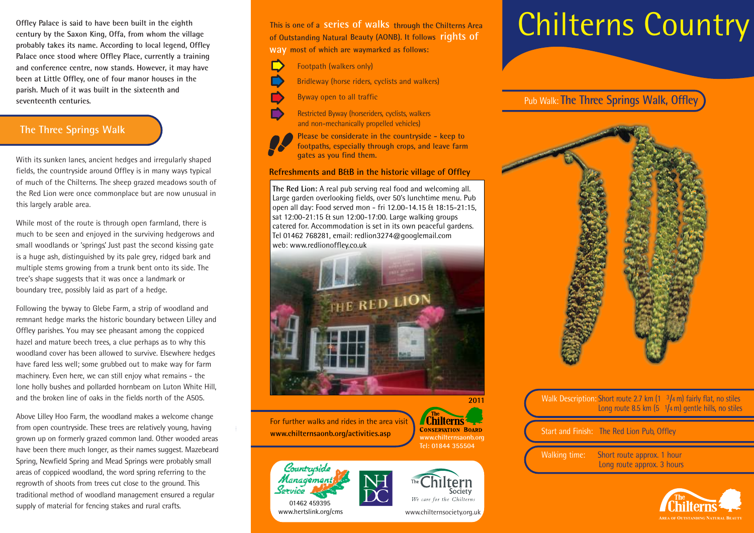Offley Palace is said to have been built in the eighth century by the Saxon King, Offa, from whom the village probably takes its name. According to local legend, Offley Palace once stood where Offley Place, currently a training and conference centre, now stands. However, it may have been at Little Offley, one of four manor houses in the parish. Much of it was built in the sixteenth and seventeenth centuries.

## The Three Springs Walk

With its sunken lanes, ancient hedges and irregularly shaped fields, the countryside around Offley is in many ways typical of much of the Chilterns. The sheep grazed meadows south of the Red Lion were once commonplace but are now unusual in this largely arable area.

While most of the route is through open farmland, there is much to be seen and enjoyed in the surviving hedgerows and small woodlands or 'springs' Just past the second kissing gate is a huge ash, distinguished by its pale grey, ridged bark and multiple stems growing from a trunk bent onto its side. The tree's shape suggests that it was once a landmark or boundary tree, possibly laid as part of a hedge.

Following the byway to Glebe Farm, a strip of woodland and remnant hedge marks the historic boundary between Lilley and Offley parishes. You may see pheasant among the coppiced hazel and mature beech trees, a clue perhaps as to why this woodland cover has been allowed to survive. Elsewhere hedges have fared less well; some grubbed out to make way for farm machinery. Even here, we can still enjoy what remains - the lone holly bushes and pollarded hornbeam on Luton White Hill, and the broken line of oaks in the fields north of the A505.

Above Lilley Hoo Farm, the woodland makes a welcome change from open countryside. These trees are relatively young, having grown up on formerly grazed common land. Other wooded areas have been there much longer, as their names suggest. Mazebeard Spring, Newfield Spring and Mead Springs were probably small areas of coppiced woodland, the word spring referring to the regrowth of shoots from trees cut close to the ground. This traditional method of woodland management ensured a regular supply of material for fencing stakes and rural crafts.

**This is one of a series of walks through the Chilterns Area of Outstanding Natural Beauty (AONB). It follows rights of way most of which are waymarked as follows:**

- Footpath (walkers only)
- Bridleway (horse riders, cyclists and walkers)
- Byway open to all traffic
- Restricted Byway (horseriders, cyclists, walkers and non-mechanically propelled vehicles)

**Please be considerate in the countryside - keep to footpaths, especially through crops, and leave farm gates as you find them.**

### Refreshments and B&B in the historic village of Offley

**The Red Lion:** A real pub serving real food and welcoming all. Large garden overlooking fields, over 50's lunchtime menu. Pub open all day: Food served mon - fri 12.00-14.15 & 18:15-21:15, sat 12:00-21:15 & sun 12:00-17:00. Large walking groups catered for. Accommodation is set in its own peaceful gardens. Tel 01462 768281, email: redlion3274@googlemail.com web: www.redlionoffley.co.uk

2011

For further walks and rides in the area visit **www.chilternsaonb.org/activities.asp**

The Chilterns Conservation Board
www.chilternsaonb.org
Tel: 01844 355504

Countryside Management Service
01462 459395
www.hertslink.org/cms

NHDC

The Chiltern Society — We care for the Chilterns
www.chilternsociety.org.uk

# Chilterns Country

## Pub Walk: The Three Springs Walk, Offley

Walk Description: Short route 2.7 km (1 3/4 m) fairly flat, no stiles
Long route 8.5 km (5 1/4 m) gentle hills, no stiles

Start and Finish: The Red Lion Pub, Offley

Walking time: Short route approx. 1 hour
Long route approx. 3 hours

The Chilterns — Area of Outstanding Natural Beauty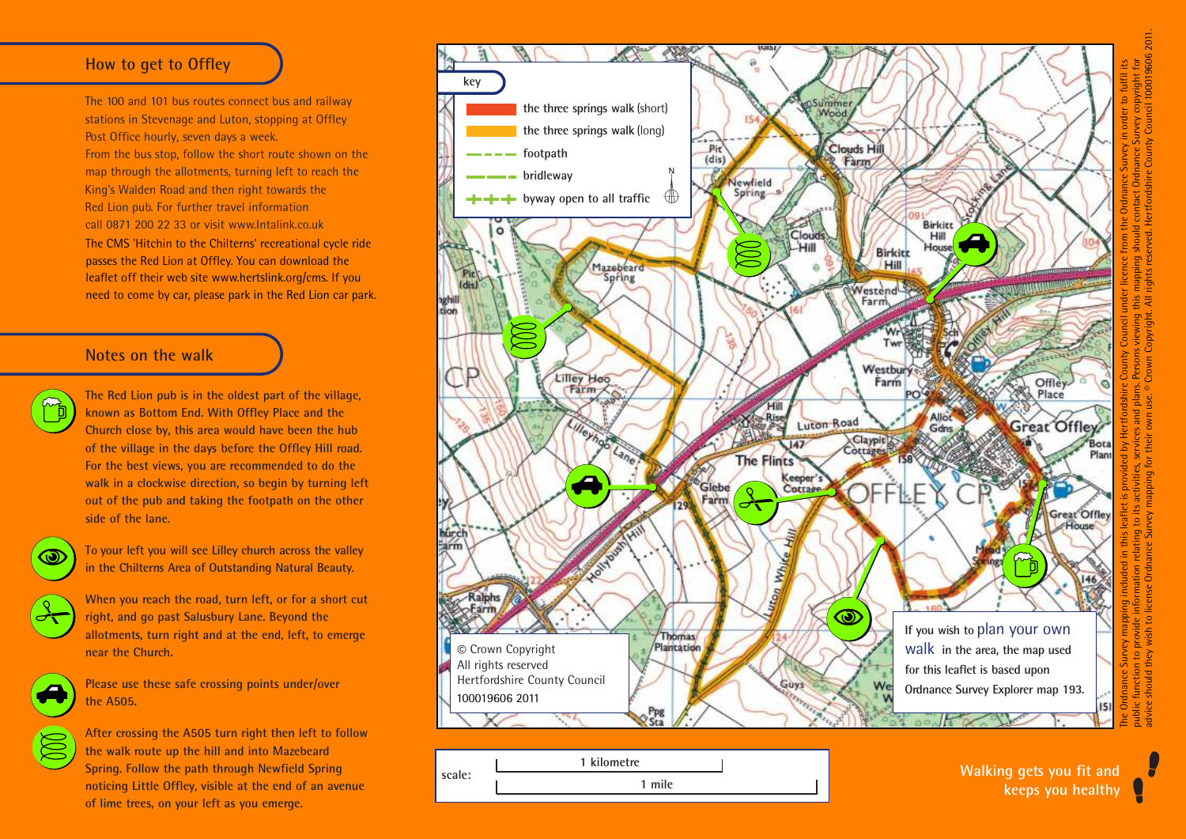## How to get to Offley

The 100 and 101 bus routes connect bus and railway stations in Stevenage and Luton, stopping at Offley Post Office hourly, seven days a week.

From the bus stop, follow the short route shown on the map through the allotments, turning left to reach the King's Walden Road and then right towards the Red Lion pub. For further travel information call 0871 200 22 33 or visit www.Intalink.co.uk

The CMS 'Hitchin to the Chilterns' recreational cycle ride passes the Red Lion at Offley. You can download the leaflet off their web site www.hertslink.org/cms. If you need to come by car, please park in the Red Lion car park.

## Notes on the walk

The Red Lion pub is in the oldest part of the village, known as Bottom End. With Offley Place and the Church close by, this area would have been the hub of the village in the days before the Offley Hill road. For the best views, you are recommended to do the walk in a clockwise direction, so begin by turning left out of the pub and taking the footpath on the other side of the lane.

To your left you will see Lilley church across the valley in the Chilterns Area of Outstanding Natural Beauty.

When you reach the road, turn left, or for a short cut right, and go past Salusbury Lane. Beyond the allotments, turn right and at the end, left, to emerge near the Church.

Please use these safe crossing points under/over the A505.

After crossing the A505 turn right then left to follow the walk route up the hill and into Mazebeard Spring. Follow the path through Newfield Spring noticing Little Offley, visible at the end of an avenue of lime trees, on your left as you emerge.

key

- the three springs walk (short)
- the three springs walk (long)
- footpath
- bridleway
- byway open to all traffic

© Crown Copyright
All rights reserved
Hertfordshire County Council
100019606 2011

If you wish to plan your own walk in the area, the map used for this leaflet is based upon Ordnance Survey Explorer map 193.

scale: 1 kilometre / 1 mile

The Ordnance Survey mapping included in this leaflet is provided by Hertfordshire County Council under licence from the Ordnance Survey in order to fulfil its public function to provide information relating to its activities, services and plans. Persons viewing this mapping should contact Ordnance Survey copyright for advice should they wish to license Ordnance Survey mapping for their own use. © Crown Copyright. All rights reserved. Hertfordshire County Council 100019606 2011.

Walking gets you fit and keeps you healthy